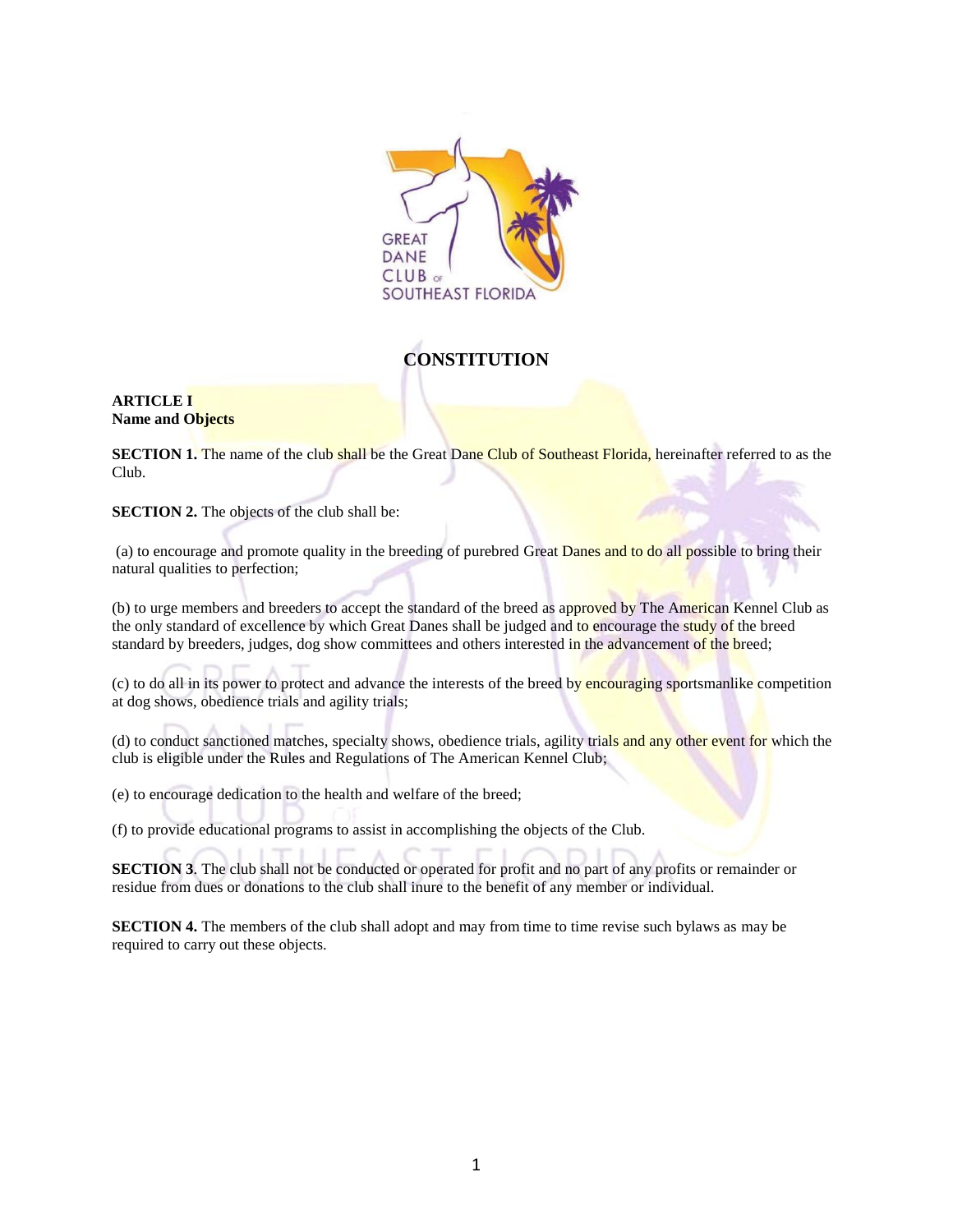# CONSTITUTION

## ARTICLE I
**Name and Objects**

**SECTION 1.** The name of the club shall be the Great Dane Club of Southeast Florida, hereinafter referred to as the Club.

**SECTION 2.** The objects of the club shall be:

(a) to encourage and promote quality in the breeding of purebred Great Danes and to do all possible to bring their natural qualities to perfection;

(b) to urge members and breeders to accept the standard of the breed as approved by The American Kennel Club as the only standard of excellence by which Great Danes shall be judged and to encourage the study of the breed standard by breeders, judges, dog show committees and others interested in the advancement of the breed;

(c) to do all in its power to protect and advance the interests of the breed by encouraging sportsmanlike competition at dog shows, obedience trials and agility trials;

(d) to conduct sanctioned matches, specialty shows, obedience trials, agility trials and any other event for which the club is eligible under the Rules and Regulations of The American Kennel Club;

(e) to encourage dedication to the health and welfare of the breed;

(f) to provide educational programs to assist in accomplishing the objects of the Club.

**SECTION 3**. The club shall not be conducted or operated for profit and no part of any profits or remainder or residue from dues or donations to the club shall inure to the benefit of any member or individual.

**SECTION 4.** The members of the club shall adopt and may from time to time revise such bylaws as may be required to carry out these objects.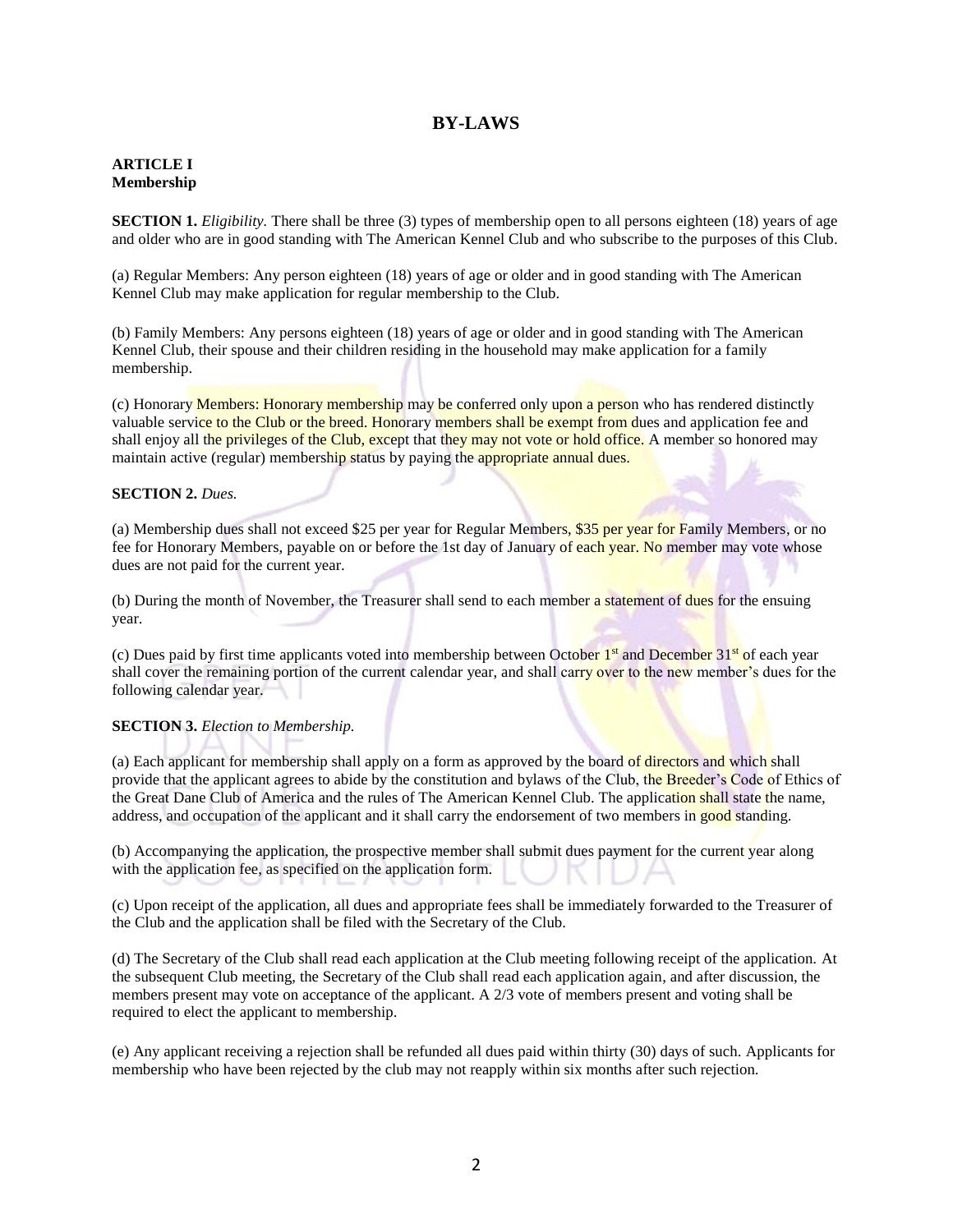# BY-LAWS

**ARTICLE I**
**Membership**

**SECTION 1.** *Eligibility.* There shall be three (3) types of membership open to all persons eighteen (18) years of age and older who are in good standing with The American Kennel Club and who subscribe to the purposes of this Club.

(a) Regular Members: Any person eighteen (18) years of age or older and in good standing with The American Kennel Club may make application for regular membership to the Club.

(b) Family Members: Any persons eighteen (18) years of age or older and in good standing with The American Kennel Club, their spouse and their children residing in the household may make application for a family membership.

(c) Honorary Members: Honorary membership may be conferred only upon a person who has rendered distinctly valuable service to the Club or the breed. Honorary members shall be exempt from dues and application fee and shall enjoy all the privileges of the Club, except that they may not vote or hold office. A member so honored may maintain active (regular) membership status by paying the appropriate annual dues.

**SECTION 2.** *Dues.*

(a) Membership dues shall not exceed $25 per year for Regular Members, $35 per year for Family Members, or no fee for Honorary Members, payable on or before the 1st day of January of each year. No member may vote whose dues are not paid for the current year.

(b) During the month of November, the Treasurer shall send to each member a statement of dues for the ensuing year.

(c) Dues paid by first time applicants voted into membership between October 1st and December 31st of each year shall cover the remaining portion of the current calendar year, and shall carry over to the new member's dues for the following calendar year.

**SECTION 3.** *Election to Membership.*

(a) Each applicant for membership shall apply on a form as approved by the board of directors and which shall provide that the applicant agrees to abide by the constitution and bylaws of the Club, the Breeder's Code of Ethics of the Great Dane Club of America and the rules of The American Kennel Club. The application shall state the name, address, and occupation of the applicant and it shall carry the endorsement of two members in good standing.

(b) Accompanying the application, the prospective member shall submit dues payment for the current year along with the application fee, as specified on the application form.

(c) Upon receipt of the application, all dues and appropriate fees shall be immediately forwarded to the Treasurer of the Club and the application shall be filed with the Secretary of the Club.

(d) The Secretary of the Club shall read each application at the Club meeting following receipt of the application. At the subsequent Club meeting, the Secretary of the Club shall read each application again, and after discussion, the members present may vote on acceptance of the applicant. A 2/3 vote of members present and voting shall be required to elect the applicant to membership.

(e) Any applicant receiving a rejection shall be refunded all dues paid within thirty (30) days of such. Applicants for membership who have been rejected by the club may not reapply within six months after such rejection.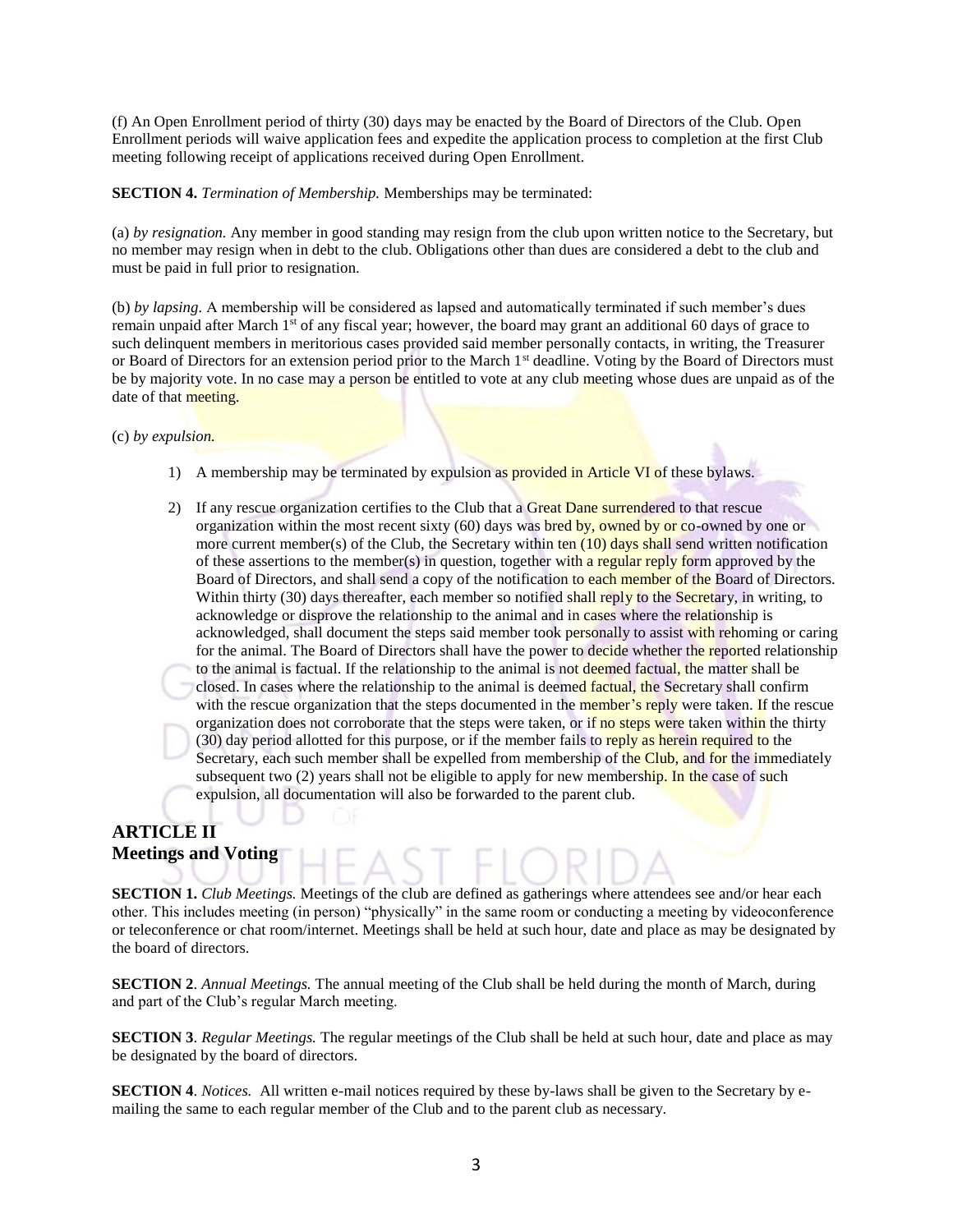(f) An Open Enrollment period of thirty (30) days may be enacted by the Board of Directors of the Club. Open Enrollment periods will waive application fees and expedite the application process to completion at the first Club meeting following receipt of applications received during Open Enrollment.

**SECTION 4.** *Termination of Membership.* Memberships may be terminated:

(a) *by resignation.* Any member in good standing may resign from the club upon written notice to the Secretary, but no member may resign when in debt to the club. Obligations other than dues are considered a debt to the club and must be paid in full prior to resignation.

(b) *by lapsing.* A membership will be considered as lapsed and automatically terminated if such member's dues remain unpaid after March 1st of any fiscal year; however, the board may grant an additional 60 days of grace to such delinquent members in meritorious cases provided said member personally contacts, in writing, the Treasurer or Board of Directors for an extension period prior to the March 1st deadline. Voting by the Board of Directors must be by majority vote. In no case may a person be entitled to vote at any club meeting whose dues are unpaid as of the date of that meeting.

(c) *by expulsion.*

1) A membership may be terminated by expulsion as provided in Article VI of these bylaws.

2) If any rescue organization certifies to the Club that a Great Dane surrendered to that rescue organization within the most recent sixty (60) days was bred by, owned by or co-owned by one or more current member(s) of the Club, the Secretary within ten (10) days shall send written notification of these assertions to the member(s) in question, together with a regular reply form approved by the Board of Directors, and shall send a copy of the notification to each member of the Board of Directors. Within thirty (30) days thereafter, each member so notified shall reply to the Secretary, in writing, to acknowledge or disprove the relationship to the animal and in cases where the relationship is acknowledged, shall document the steps said member took personally to assist with rehoming or caring for the animal. The Board of Directors shall have the power to decide whether the reported relationship to the animal is factual. If the relationship to the animal is not deemed factual, the matter shall be closed. In cases where the relationship to the animal is deemed factual, the Secretary shall confirm with the rescue organization that the steps documented in the member's reply were taken. If the rescue organization does not corroborate that the steps were taken, or if no steps were taken within the thirty (30) day period allotted for this purpose, or if the member fails to reply as herein required to the Secretary, each such member shall be expelled from membership of the Club, and for the immediately subsequent two (2) years shall not be eligible to apply for new membership. In the case of such expulsion, all documentation will also be forwarded to the parent club.

## ARTICLE II
## Meetings and Voting

**SECTION 1.** *Club Meetings.* Meetings of the club are defined as gatherings where attendees see and/or hear each other. This includes meeting (in person) "physically" in the same room or conducting a meeting by videoconference or teleconference or chat room/internet. Meetings shall be held at such hour, date and place as may be designated by the board of directors.

**SECTION 2**. *Annual Meetings.* The annual meeting of the Club shall be held during the month of March, during and part of the Club's regular March meeting.

**SECTION 3**. *Regular Meetings.* The regular meetings of the Club shall be held at such hour, date and place as may be designated by the board of directors.

**SECTION 4**. *Notices.* All written e-mail notices required by these by-laws shall be given to the Secretary by e-mailing the same to each regular member of the Club and to the parent club as necessary.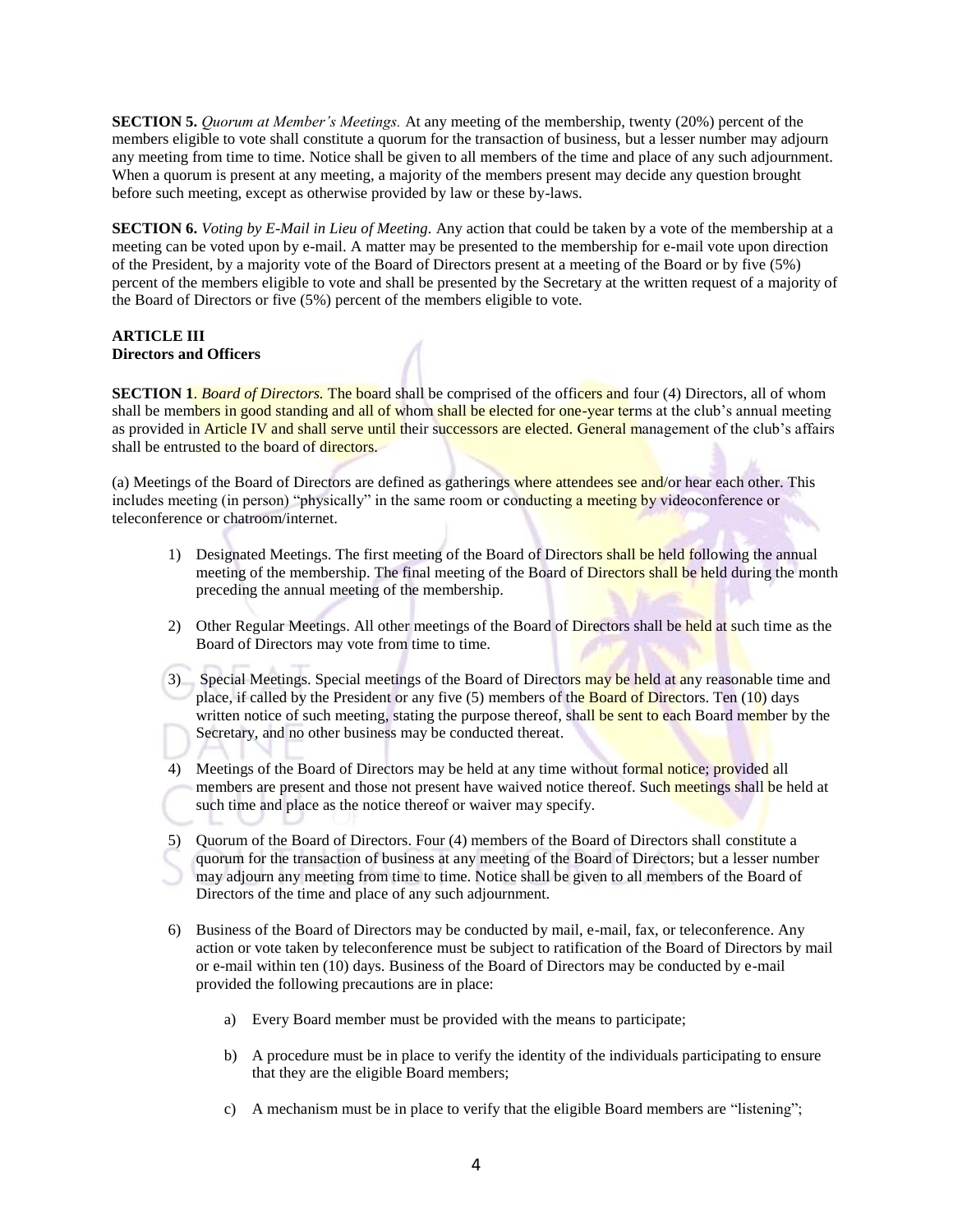**SECTION 5.** *Quorum at Member's Meetings.* At any meeting of the membership, twenty (20%) percent of the members eligible to vote shall constitute a quorum for the transaction of business, but a lesser number may adjourn any meeting from time to time. Notice shall be given to all members of the time and place of any such adjournment. When a quorum is present at any meeting, a majority of the members present may decide any question brought before such meeting, except as otherwise provided by law or these by-laws.

**SECTION 6.** *Voting by E-Mail in Lieu of Meeting.* Any action that could be taken by a vote of the membership at a meeting can be voted upon by e-mail. A matter may be presented to the membership for e-mail vote upon direction of the President, by a majority vote of the Board of Directors present at a meeting of the Board or by five (5%) percent of the members eligible to vote and shall be presented by the Secretary at the written request of a majority of the Board of Directors or five (5%) percent of the members eligible to vote.

**ARTICLE III**
**Directors and Officers**

**SECTION 1**. *Board of Directors.* The board shall be comprised of the officers and four (4) Directors, all of whom shall be members in good standing and all of whom shall be elected for one-year terms at the club's annual meeting as provided in Article IV and shall serve until their successors are elected. General management of the club's affairs shall be entrusted to the board of directors.

(a) Meetings of the Board of Directors are defined as gatherings where attendees see and/or hear each other. This includes meeting (in person) "physically" in the same room or conducting a meeting by videoconference or teleconference or chatroom/internet.

1) Designated Meetings. The first meeting of the Board of Directors shall be held following the annual meeting of the membership. The final meeting of the Board of Directors shall be held during the month preceding the annual meeting of the membership.

2) Other Regular Meetings. All other meetings of the Board of Directors shall be held at such time as the Board of Directors may vote from time to time.

3) Special Meetings. Special meetings of the Board of Directors may be held at any reasonable time and place, if called by the President or any five (5) members of the Board of Directors. Ten (10) days written notice of such meeting, stating the purpose thereof, shall be sent to each Board member by the Secretary, and no other business may be conducted thereat.

4) Meetings of the Board of Directors may be held at any time without formal notice; provided all members are present and those not present have waived notice thereof. Such meetings shall be held at such time and place as the notice thereof or waiver may specify.

5) Quorum of the Board of Directors. Four (4) members of the Board of Directors shall constitute a quorum for the transaction of business at any meeting of the Board of Directors; but a lesser number may adjourn any meeting from time to time. Notice shall be given to all members of the Board of Directors of the time and place of any such adjournment.

6) Business of the Board of Directors may be conducted by mail, e-mail, fax, or teleconference. Any action or vote taken by teleconference must be subject to ratification of the Board of Directors by mail or e-mail within ten (10) days. Business of the Board of Directors may be conducted by e-mail provided the following precautions are in place:

   a) Every Board member must be provided with the means to participate;

   b) A procedure must be in place to verify the identity of the individuals participating to ensure that they are the eligible Board members;

   c) A mechanism must be in place to verify that the eligible Board members are "listening";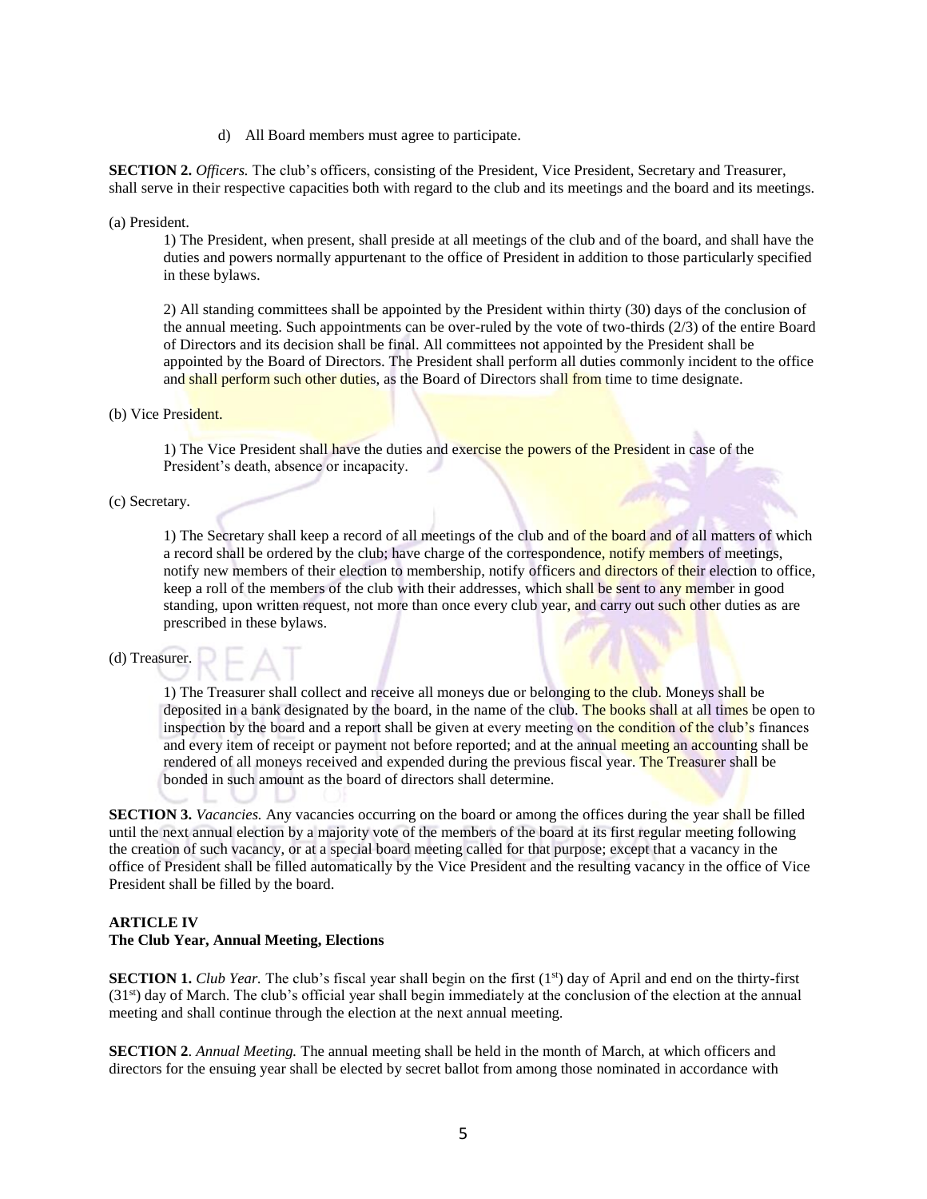d) All Board members must agree to participate.

**SECTION 2.** *Officers.* The club's officers, consisting of the President, Vice President, Secretary and Treasurer, shall serve in their respective capacities both with regard to the club and its meetings and the board and its meetings.

(a) President.

1) The President, when present, shall preside at all meetings of the club and of the board, and shall have the duties and powers normally appurtenant to the office of President in addition to those particularly specified in these bylaws.

2) All standing committees shall be appointed by the President within thirty (30) days of the conclusion of the annual meeting. Such appointments can be over-ruled by the vote of two-thirds (2/3) of the entire Board of Directors and its decision shall be final. All committees not appointed by the President shall be appointed by the Board of Directors. The President shall perform all duties commonly incident to the office and shall perform such other duties, as the Board of Directors shall from time to time designate.

(b) Vice President.

1) The Vice President shall have the duties and exercise the powers of the President in case of the President's death, absence or incapacity.

(c) Secretary.

1) The Secretary shall keep a record of all meetings of the club and of the board and of all matters of which a record shall be ordered by the club; have charge of the correspondence, notify members of meetings, notify new members of their election to membership, notify officers and directors of their election to office, keep a roll of the members of the club with their addresses, which shall be sent to any member in good standing, upon written request, not more than once every club year, and carry out such other duties as are prescribed in these bylaws.

(d) Treasurer.

1) The Treasurer shall collect and receive all moneys due or belonging to the club. Moneys shall be deposited in a bank designated by the board, in the name of the club. The books shall at all times be open to inspection by the board and a report shall be given at every meeting on the condition of the club's finances and every item of receipt or payment not before reported; and at the annual meeting an accounting shall be rendered of all moneys received and expended during the previous fiscal year. The Treasurer shall be bonded in such amount as the board of directors shall determine.

**SECTION 3.** *Vacancies.* Any vacancies occurring on the board or among the offices during the year shall be filled until the next annual election by a majority vote of the members of the board at its first regular meeting following the creation of such vacancy, or at a special board meeting called for that purpose; except that a vacancy in the office of President shall be filled automatically by the Vice President and the resulting vacancy in the office of Vice President shall be filled by the board.

**ARTICLE IV**
**The Club Year, Annual Meeting, Elections**

**SECTION 1.** *Club Year.* The club's fiscal year shall begin on the first (1st) day of April and end on the thirty-first (31st) day of March. The club's official year shall begin immediately at the conclusion of the election at the annual meeting and shall continue through the election at the next annual meeting.

**SECTION 2**. *Annual Meeting.* The annual meeting shall be held in the month of March, at which officers and directors for the ensuing year shall be elected by secret ballot from among those nominated in accordance with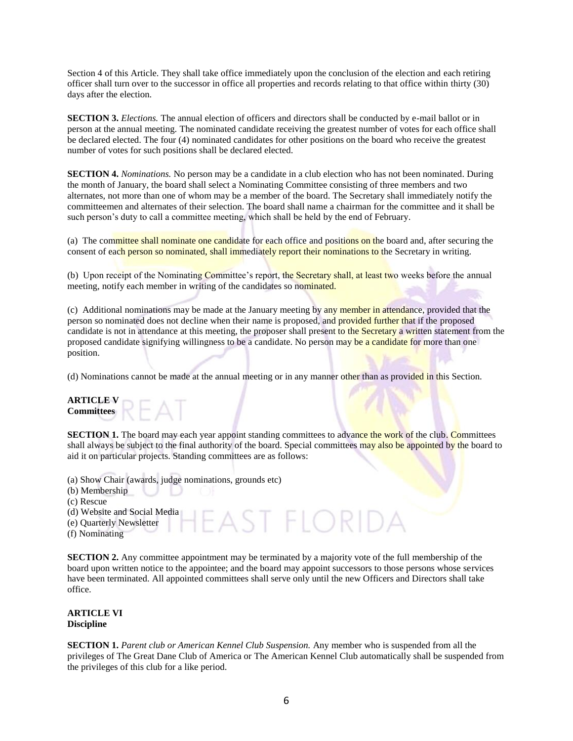Section 4 of this Article. They shall take office immediately upon the conclusion of the election and each retiring officer shall turn over to the successor in office all properties and records relating to that office within thirty (30) days after the election.

**SECTION 3.** *Elections.* The annual election of officers and directors shall be conducted by e-mail ballot or in person at the annual meeting. The nominated candidate receiving the greatest number of votes for each office shall be declared elected. The four (4) nominated candidates for other positions on the board who receive the greatest number of votes for such positions shall be declared elected.

**SECTION 4.** *Nominations.* No person may be a candidate in a club election who has not been nominated. During the month of January, the board shall select a Nominating Committee consisting of three members and two alternates, not more than one of whom may be a member of the board. The Secretary shall immediately notify the committeemen and alternates of their selection. The board shall name a chairman for the committee and it shall be such person's duty to call a committee meeting, which shall be held by the end of February.

(a) The committee shall nominate one candidate for each office and positions on the board and, after securing the consent of each person so nominated, shall immediately report their nominations to the Secretary in writing.

(b) Upon receipt of the Nominating Committee's report, the Secretary shall, at least two weeks before the annual meeting, notify each member in writing of the candidates so nominated.

(c) Additional nominations may be made at the January meeting by any member in attendance, provided that the person so nominated does not decline when their name is proposed, and provided further that if the proposed candidate is not in attendance at this meeting, the proposer shall present to the Secretary a written statement from the proposed candidate signifying willingness to be a candidate. No person may be a candidate for more than one position.

(d) Nominations cannot be made at the annual meeting or in any manner other than as provided in this Section.

## ARTICLE V
## Committees

**SECTION 1.** The board may each year appoint standing committees to advance the work of the club. Committees shall always be subject to the final authority of the board. Special committees may also be appointed by the board to aid it on particular projects. Standing committees are as follows:

(a) Show Chair (awards, judge nominations, grounds etc)
(b) Membership
(c) Rescue
(d) Website and Social Media
(e) Quarterly Newsletter
(f) Nominating

**SECTION 2.** Any committee appointment may be terminated by a majority vote of the full membership of the board upon written notice to the appointee; and the board may appoint successors to those persons whose services have been terminated. All appointed committees shall serve only until the new Officers and Directors shall take office.

## ARTICLE VI
## Discipline

**SECTION 1.** *Parent club or American Kennel Club Suspension.* Any member who is suspended from all the privileges of The Great Dane Club of America or The American Kennel Club automatically shall be suspended from the privileges of this club for a like period.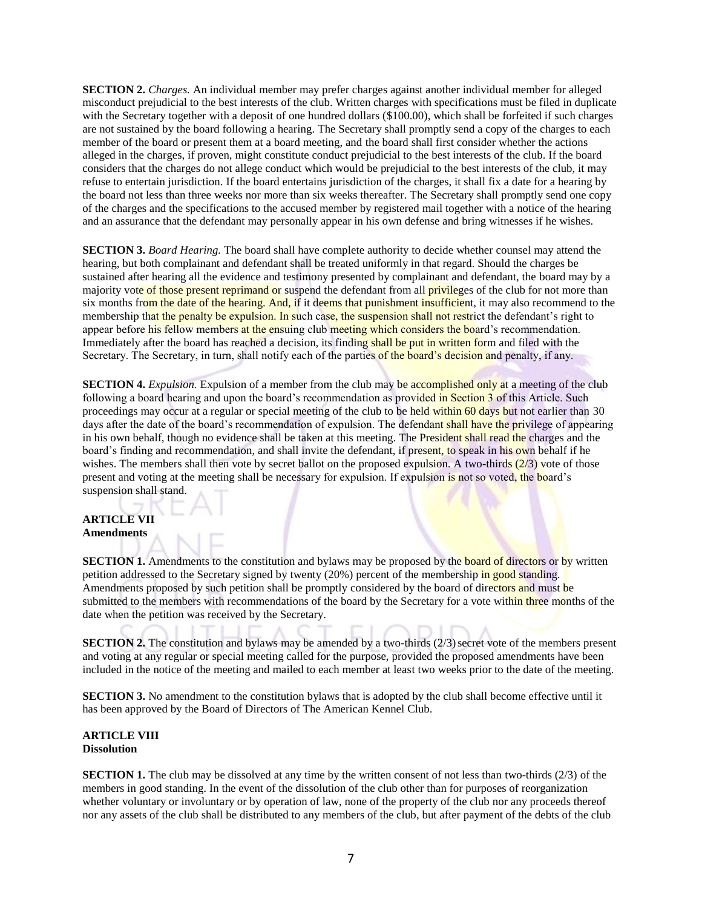**SECTION 2.** *Charges.* An individual member may prefer charges against another individual member for alleged misconduct prejudicial to the best interests of the club. Written charges with specifications must be filed in duplicate with the Secretary together with a deposit of one hundred dollars ($100.00), which shall be forfeited if such charges are not sustained by the board following a hearing. The Secretary shall promptly send a copy of the charges to each member of the board or present them at a board meeting, and the board shall first consider whether the actions alleged in the charges, if proven, might constitute conduct prejudicial to the best interests of the club. If the board considers that the charges do not allege conduct which would be prejudicial to the best interests of the club, it may refuse to entertain jurisdiction. If the board entertains jurisdiction of the charges, it shall fix a date for a hearing by the board not less than three weeks nor more than six weeks thereafter. The Secretary shall promptly send one copy of the charges and the specifications to the accused member by registered mail together with a notice of the hearing and an assurance that the defendant may personally appear in his own defense and bring witnesses if he wishes.

**SECTION 3.** *Board Hearing.* The board shall have complete authority to decide whether counsel may attend the hearing, but both complainant and defendant shall be treated uniformly in that regard. Should the charges be sustained after hearing all the evidence and testimony presented by complainant and defendant, the board may by a majority vote of those present reprimand or suspend the defendant from all privileges of the club for not more than six months from the date of the hearing. And, if it deems that punishment insufficient, it may also recommend to the membership that the penalty be expulsion. In such case, the suspension shall not restrict the defendant's right to appear before his fellow members at the ensuing club meeting which considers the board's recommendation. Immediately after the board has reached a decision, its finding shall be put in written form and filed with the Secretary. The Secretary, in turn, shall notify each of the parties of the board's decision and penalty, if any.

**SECTION 4.** *Expulsion.* Expulsion of a member from the club may be accomplished only at a meeting of the club following a board hearing and upon the board's recommendation as provided in Section 3 of this Article. Such proceedings may occur at a regular or special meeting of the club to be held within 60 days but not earlier than 30 days after the date of the board's recommendation of expulsion. The defendant shall have the privilege of appearing in his own behalf, though no evidence shall be taken at this meeting. The President shall read the charges and the board's finding and recommendation, and shall invite the defendant, if present, to speak in his own behalf if he wishes. The members shall then vote by secret ballot on the proposed expulsion. A two-thirds (2/3) vote of those present and voting at the meeting shall be necessary for expulsion. If expulsion is not so voted, the board's suspension shall stand.

**ARTICLE VII**
**Amendments**

**SECTION 1.** Amendments to the constitution and bylaws may be proposed by the board of directors or by written petition addressed to the Secretary signed by twenty (20%) percent of the membership in good standing. Amendments proposed by such petition shall be promptly considered by the board of directors and must be submitted to the members with recommendations of the board by the Secretary for a vote within three months of the date when the petition was received by the Secretary.

**SECTION 2.** The constitution and bylaws may be amended by a two-thirds (2/3) secret vote of the members present and voting at any regular or special meeting called for the purpose, provided the proposed amendments have been included in the notice of the meeting and mailed to each member at least two weeks prior to the date of the meeting.

**SECTION 3.** No amendment to the constitution bylaws that is adopted by the club shall become effective until it has been approved by the Board of Directors of The American Kennel Club.

**ARTICLE VIII**
**Dissolution**

**SECTION 1.** The club may be dissolved at any time by the written consent of not less than two-thirds (2/3) of the members in good standing. In the event of the dissolution of the club other than for purposes of reorganization whether voluntary or involuntary or by operation of law, none of the property of the club nor any proceeds thereof nor any assets of the club shall be distributed to any members of the club, but after payment of the debts of the club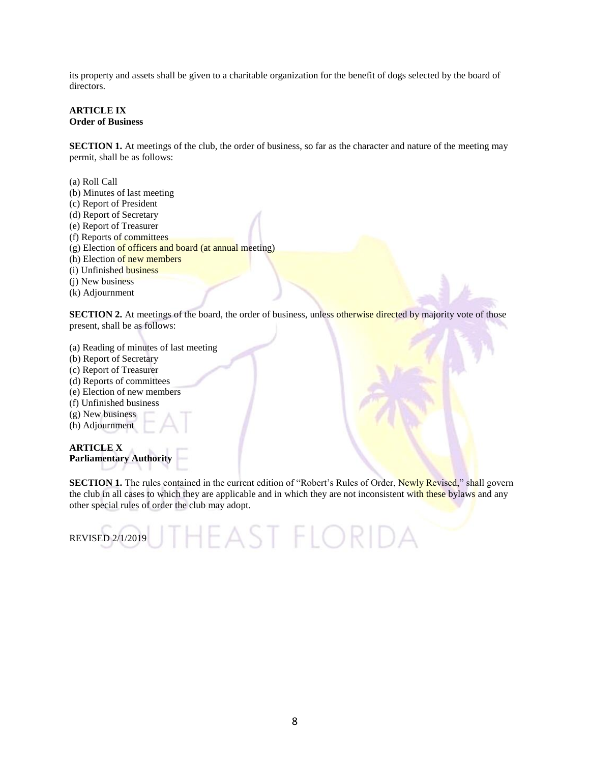its property and assets shall be given to a charitable organization for the benefit of dogs selected by the board of directors.

## ARTICLE IX
## Order of Business

**SECTION 1.** At meetings of the club, the order of business, so far as the character and nature of the meeting may permit, shall be as follows:

(a) Roll Call
(b) Minutes of last meeting
(c) Report of President
(d) Report of Secretary
(e) Report of Treasurer
(f) Reports of committees
(g) Election of officers and board (at annual meeting)
(h) Election of new members
(i) Unfinished business
(j) New business
(k) Adjournment

**SECTION 2.** At meetings of the board, the order of business, unless otherwise directed by majority vote of those present, shall be as follows:

(a) Reading of minutes of last meeting
(b) Report of Secretary
(c) Report of Treasurer
(d) Reports of committees
(e) Election of new members
(f) Unfinished business
(g) New business
(h) Adjournment

## ARTICLE X
## Parliamentary Authority

**SECTION 1.** The rules contained in the current edition of "Robert's Rules of Order, Newly Revised," shall govern the club in all cases to which they are applicable and in which they are not inconsistent with these bylaws and any other special rules of order the club may adopt.

REVISED 2/1/2019